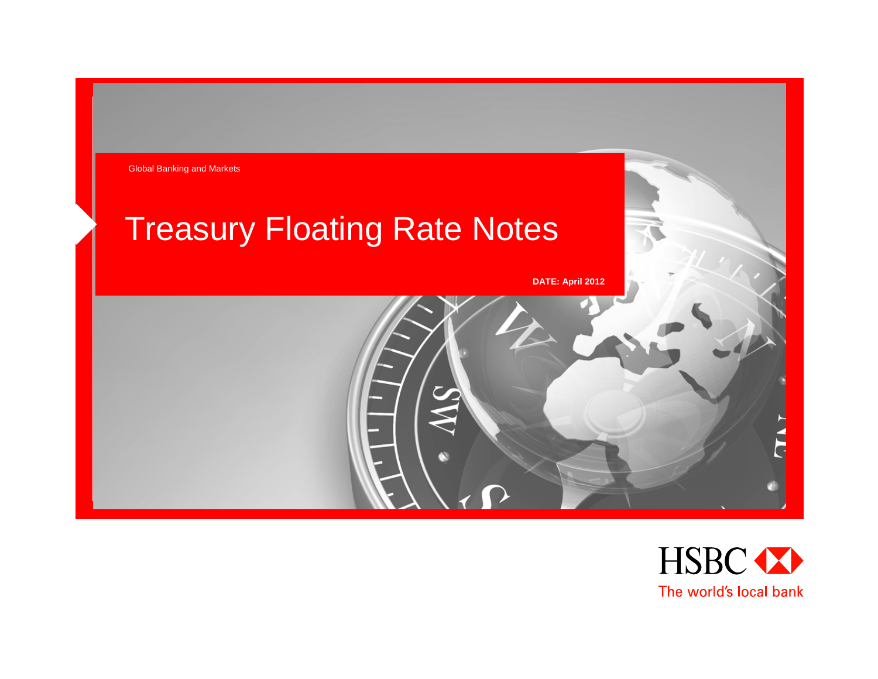Global Banking and Markets

# Treasury Floating Rate Notes

**DATE: April 2012**

HSBC

The world's local bank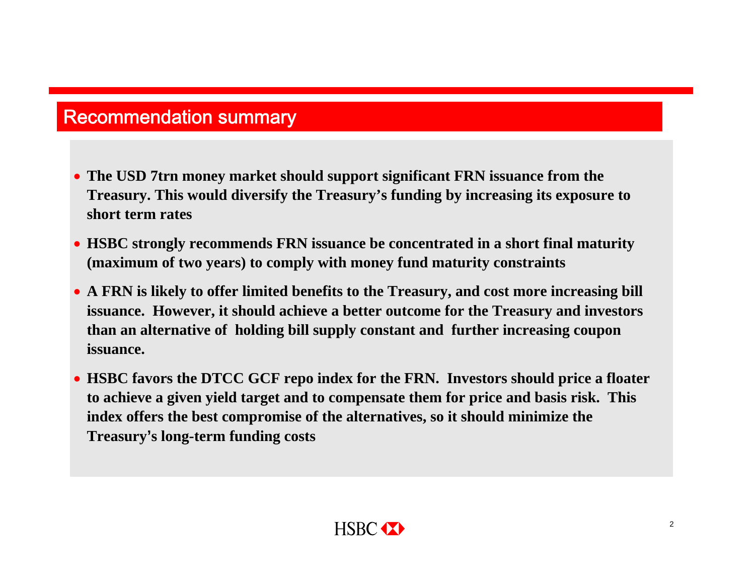## Recommendation summary

- **The USD 7trn money market should support significant FRN issuance from the Treasury. This would diversify the Treasury's funding by increasing its exposure to short term rates**
- **HSBC strongly recommends FRN issuance be concentrated in a short final maturity (maximum of two years) to comply with money fund maturity constraints**
- **A FRN is likely to offer limited benefits to the Treasury, and cost more increasing bill issuance. However, it should achieve a better outcome for the Treasury and investors than an alternative of holding bill supply constant and further increasing coupon issuance.**
- **HSBC favors the DTCC GCF repo index for the FRN. Investors should price a floater to achieve a given yield target and to compensate them for price and basis risk. This index offers the best compromise of the alternatives, so it should minimize the Treasury's long-term funding costs**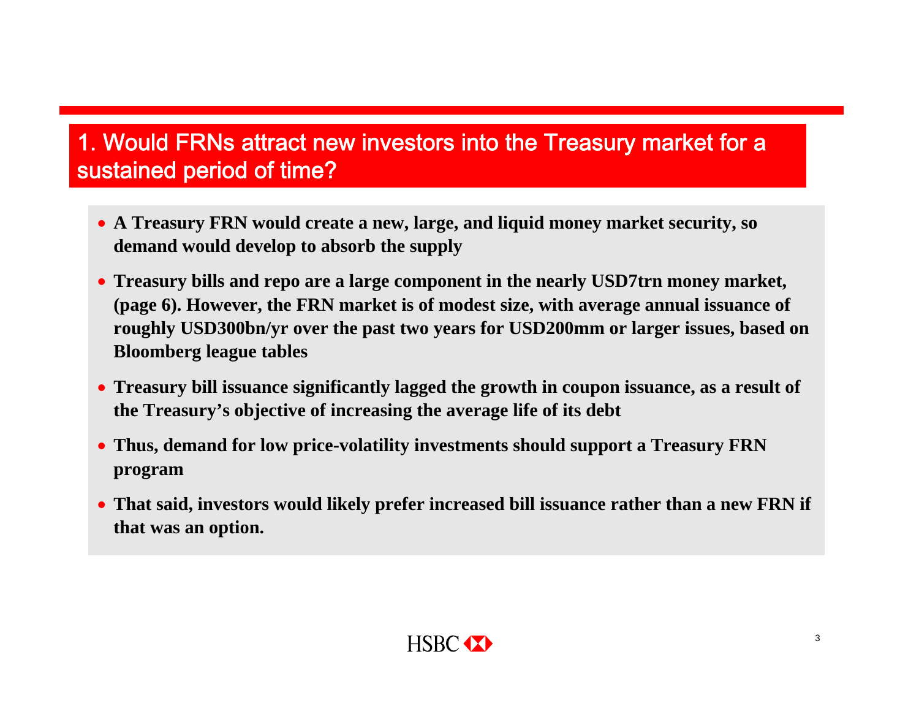## 1. Would FRNs attract new investors into the Treasury market for a sustained period of time?

- **A Treasury FRN would create a new, large, and liquid money market security, so demand would develop to absorb the supply**
- **Treasury bills and repo are a large component in the nearly USD7trn money market, (page 6). However, the FRN market is of modest size, with average annual issuance of roughly USD300bn/yr over the past two years for USD200mm or larger issues, based on Bloomberg league tables**
- **Treasury bill issuance significantly lagged the growth in coupon issuance, as a result of the Treasury's objective of increasing the average life of its debt**
- **Thus, demand for low price-volatility investments should support a Treasury FRN program**
- **That said, investors would likely prefer increased bill issuance rather than a new FRN if that was an option.**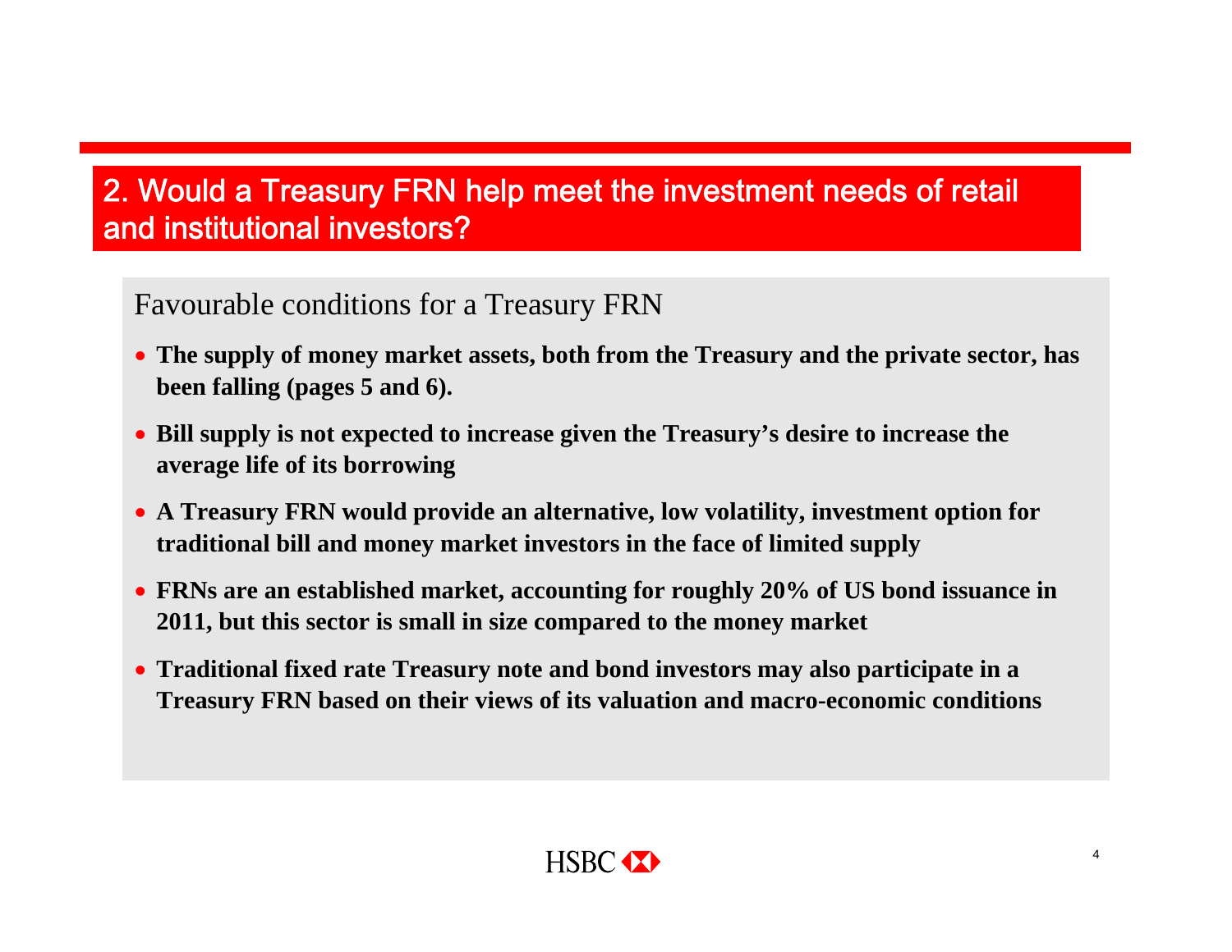## 2. Would a Treasury FRN help meet the investment needs of retail and institutional investors?

### Favourable conditions for a Treasury FRN

- **The supply of money market assets, both from the Treasury and the private sector, has been falling (pages 5 and 6).**
- **Bill supply is not expected to increase given the Treasury's desire to increase the average life of its borrowing**
- **A Treasury FRN would provide an alternative, low volatility, investment option for traditional bill and money market investors in the face of limited supply**
- **FRNs are an established market, accounting for roughly 20% of US bond issuance in 2011, but this sector is small in size compared to the money market**
- **Traditional fixed rate Treasury note and bond investors may also participate in a Treasury FRN based on their views of its valuation and macro-economic conditions**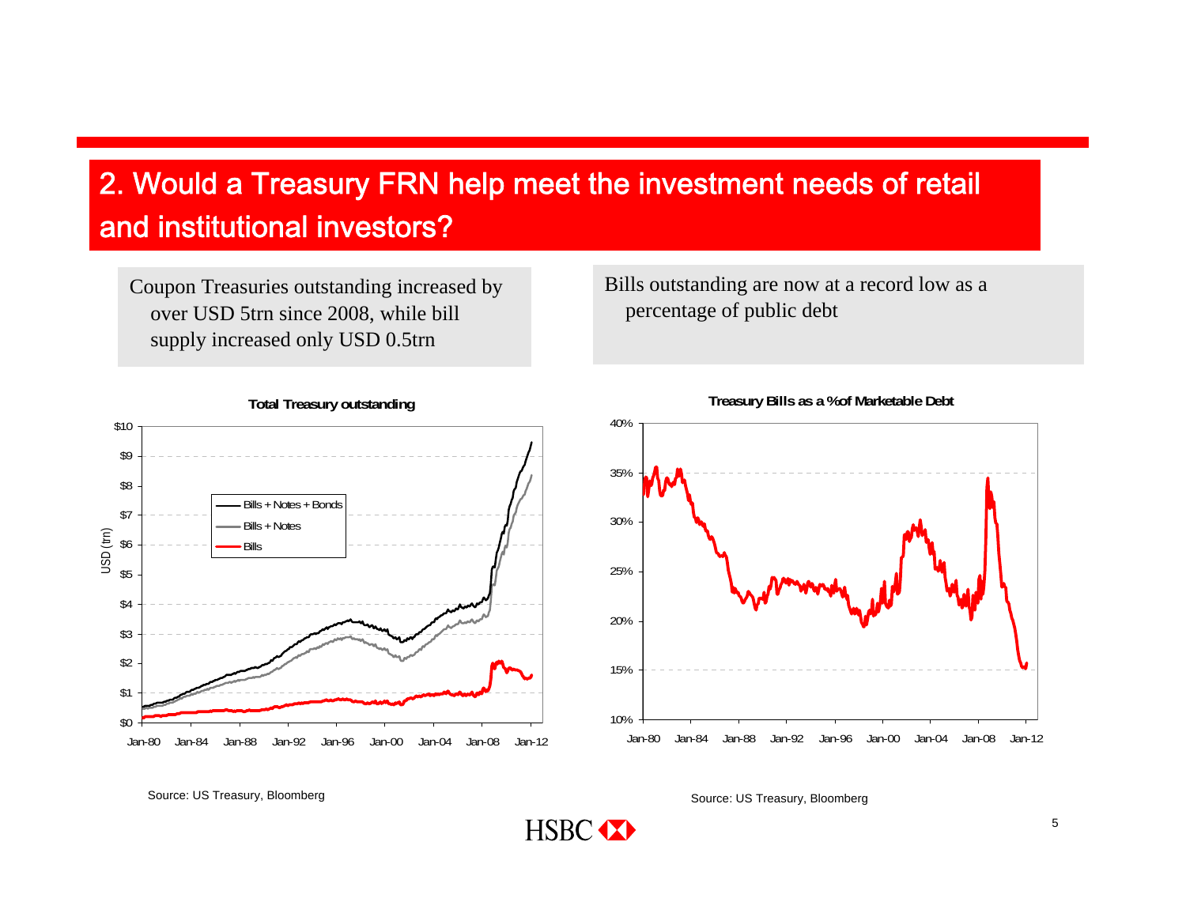## 2. Would a Treasury FRN help meet the investment needs of retail and institutional investors?

Coupon Treasuries outstanding increased by over USD 5trn since 2008, while bill supply increased only USD 0.5trn

Bills outstanding are now at a record low as a percentage of public debt

**Total Treasury outstanding**

Source: US Treasury, Bloomberg

**Treasury Bills as a % of Marketable Debt**

Source: US Treasury, Bloomberg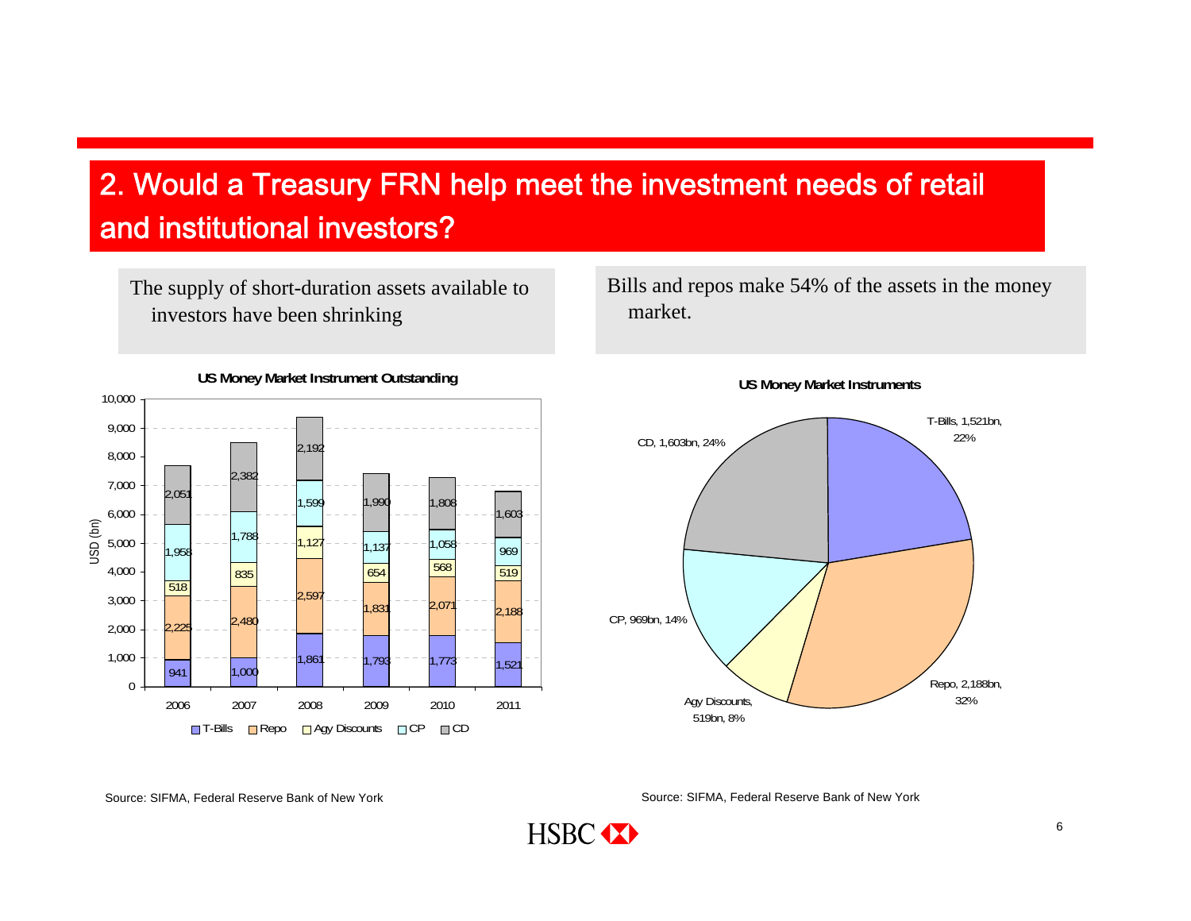## 2. Would a Treasury FRN help meet the investment needs of retail and institutional investors?

The supply of short-duration assets available to investors have been shrinking

Bills and repos make 54% of the assets in the money market.

**US Money Market Instrument Outstanding**

USD (bn)

| Year | T-Bills | Repo | Agy Discounts | CP | CD |
|---|---|---|---|---|---|
| 2006 | 941 | 2,225 | 518 | 1,958 | 2,051 |
| 2007 | 1,000 | 2,480 | 835 | 1,788 | 2,382 |
| 2008 | 1,861 | 2,597 | 1,127 | 1,599 | 2,192 |
| 2009 | 1,793 | 1,831 | 654 | 1,137 | 1,990 |
| 2010 | 1,773 | 2,071 | 568 | 1,058 | 1,808 |
| 2011 | 1,521 | 2,188 | 519 | 969 | 1,603 |

Source: SIFMA, Federal Reserve Bank of New York

**US Money Market Instruments**

| Instrument | Amount | Share |
|---|---|---|
| T-Bills | 1,521bn | 22% |
| Repo | 2,188bn | 32% |
| Agy Discounts | 519bn | 8% |
| CP | 969bn | 14% |
| CD | 1,603bn | 24% |

Source: SIFMA, Federal Reserve Bank of New York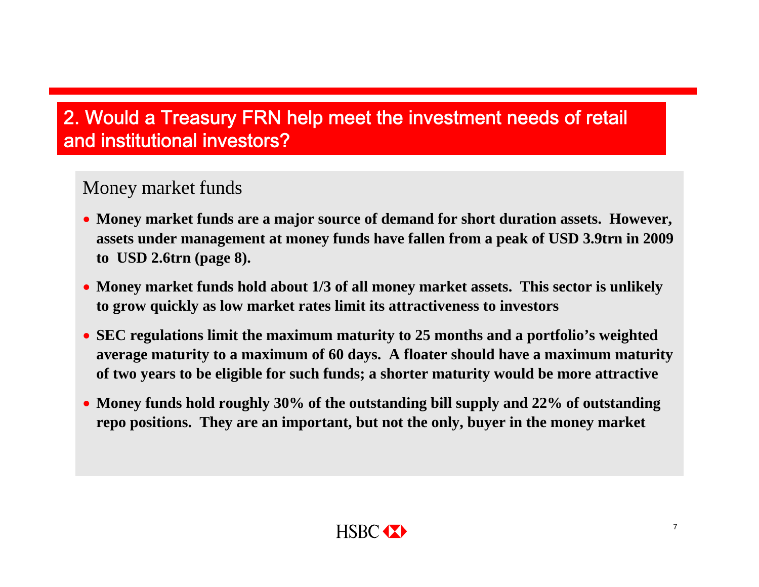# 2. Would a Treasury FRN help meet the investment needs of retail and institutional investors?

## Money market funds

- **Money market funds are a major source of demand for short duration assets. However, assets under management at money funds have fallen from a peak of USD 3.9trn in 2009 to USD 2.6trn (page 8).**
- **Money market funds hold about 1/3 of all money market assets. This sector is unlikely to grow quickly as low market rates limit its attractiveness to investors**
- **SEC regulations limit the maximum maturity to 25 months and a portfolio's weighted average maturity to a maximum of 60 days. A floater should have a maximum maturity of two years to be eligible for such funds; a shorter maturity would be more attractive**
- **Money funds hold roughly 30% of the outstanding bill supply and 22% of outstanding repo positions. They are an important, but not the only, buyer in the money market**

HSBC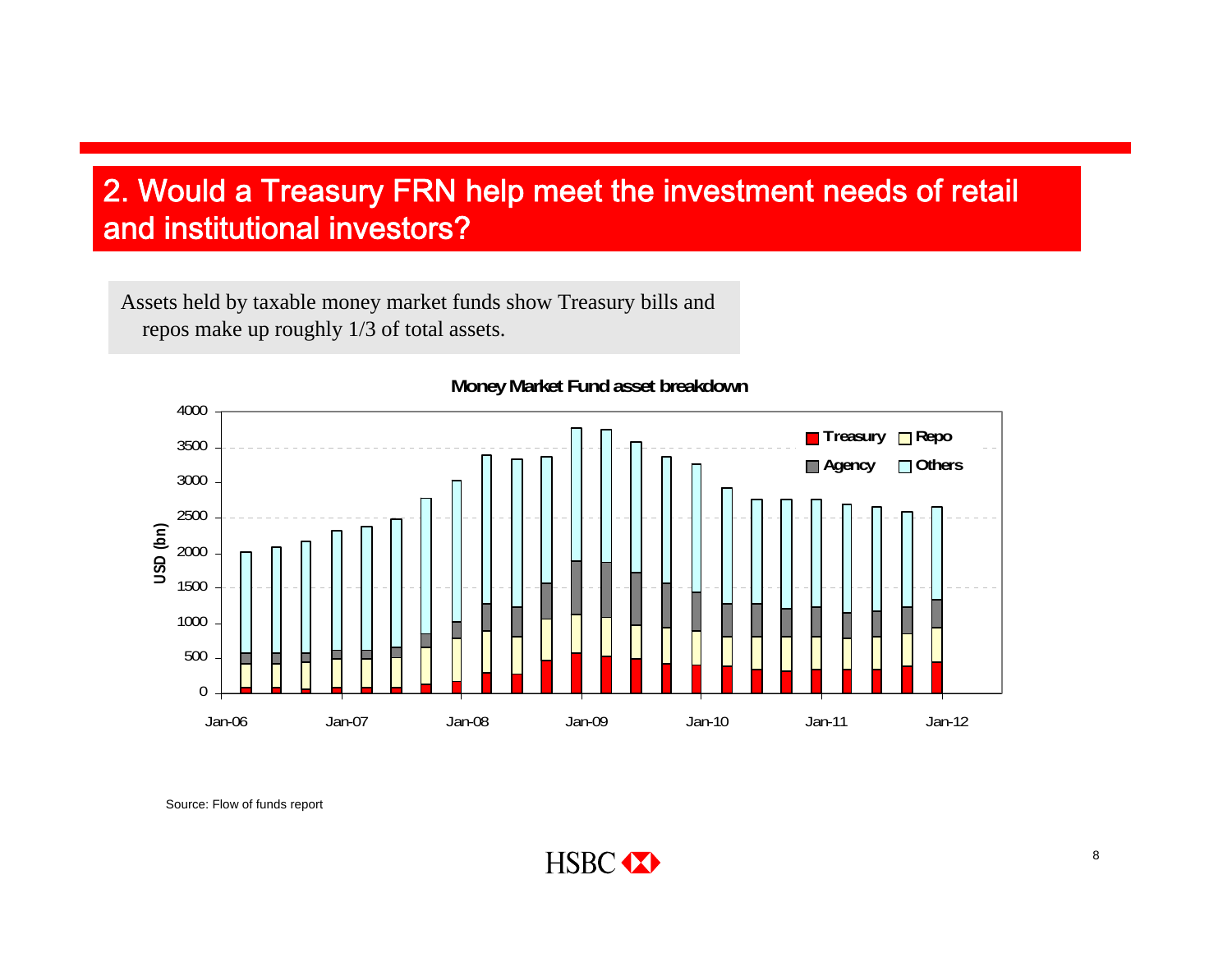# 2. Would a Treasury FRN help meet the investment needs of retail and institutional investors?

Assets held by taxable money market funds show Treasury bills and repos make up roughly 1/3 of total assets.

**Money Market Fund asset breakdown**

Source: Flow of funds report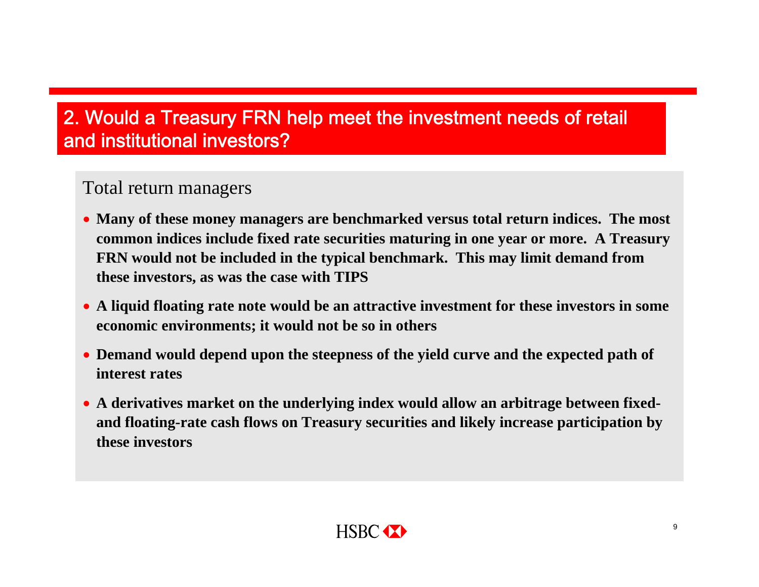## 2. Would a Treasury FRN help meet the investment needs of retail and institutional investors?

### Total return managers

- **Many of these money managers are benchmarked versus total return indices. The most common indices include fixed rate securities maturing in one year or more. A Treasury FRN would not be included in the typical benchmark. This may limit demand from these investors, as was the case with TIPS**
- **A liquid floating rate note would be an attractive investment for these investors in some economic environments; it would not be so in others**
- **Demand would depend upon the steepness of the yield curve and the expected path of interest rates**
- **A derivatives market on the underlying index would allow an arbitrage between fixed- and floating-rate cash flows on Treasury securities and likely increase participation by these investors**

HSBC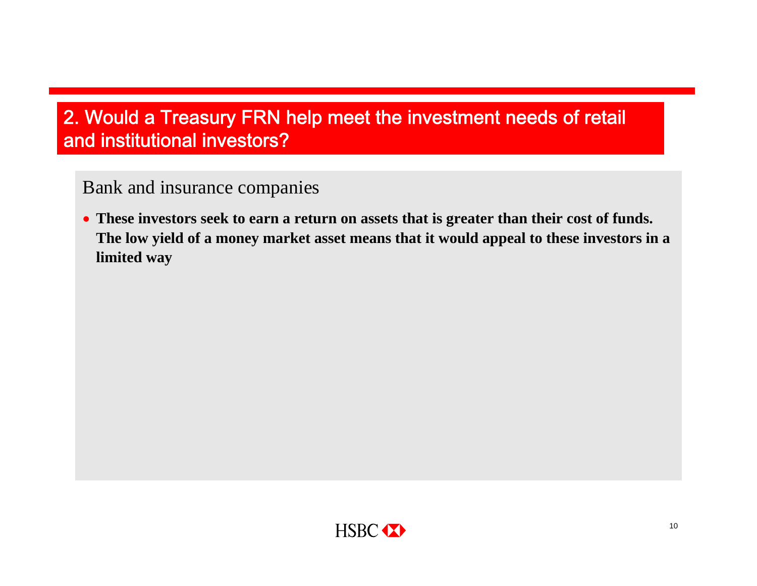## 2. Would a Treasury FRN help meet the investment needs of retail and institutional investors?

### Bank and insurance companies

- **These investors seek to earn a return on assets that is greater than their cost of funds. The low yield of a money market asset means that it would appeal to these investors in a limited way**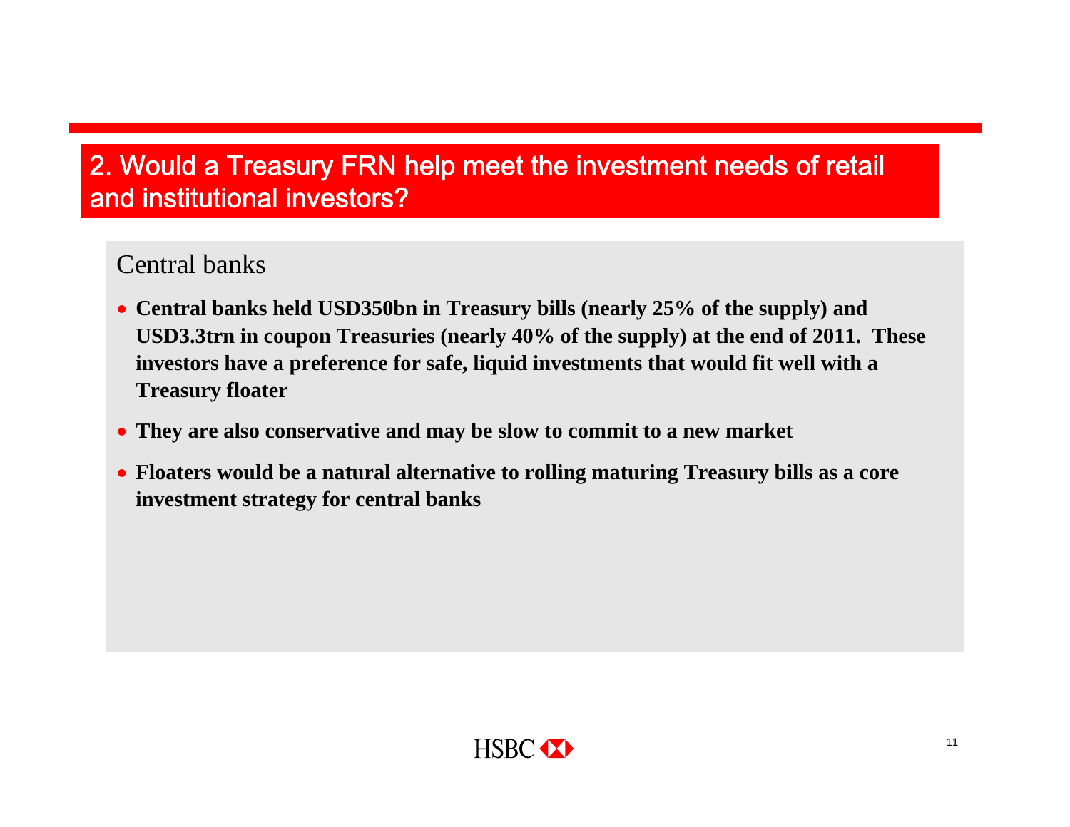## 2. Would a Treasury FRN help meet the investment needs of retail and institutional investors?

### Central banks

- **Central banks held USD350bn in Treasury bills (nearly 25% of the supply) and USD3.3trn in coupon Treasuries (nearly 40% of the supply) at the end of 2011. These investors have a preference for safe, liquid investments that would fit well with a Treasury floater**
- **They are also conservative and may be slow to commit to a new market**
- **Floaters would be a natural alternative to rolling maturing Treasury bills as a core investment strategy for central banks**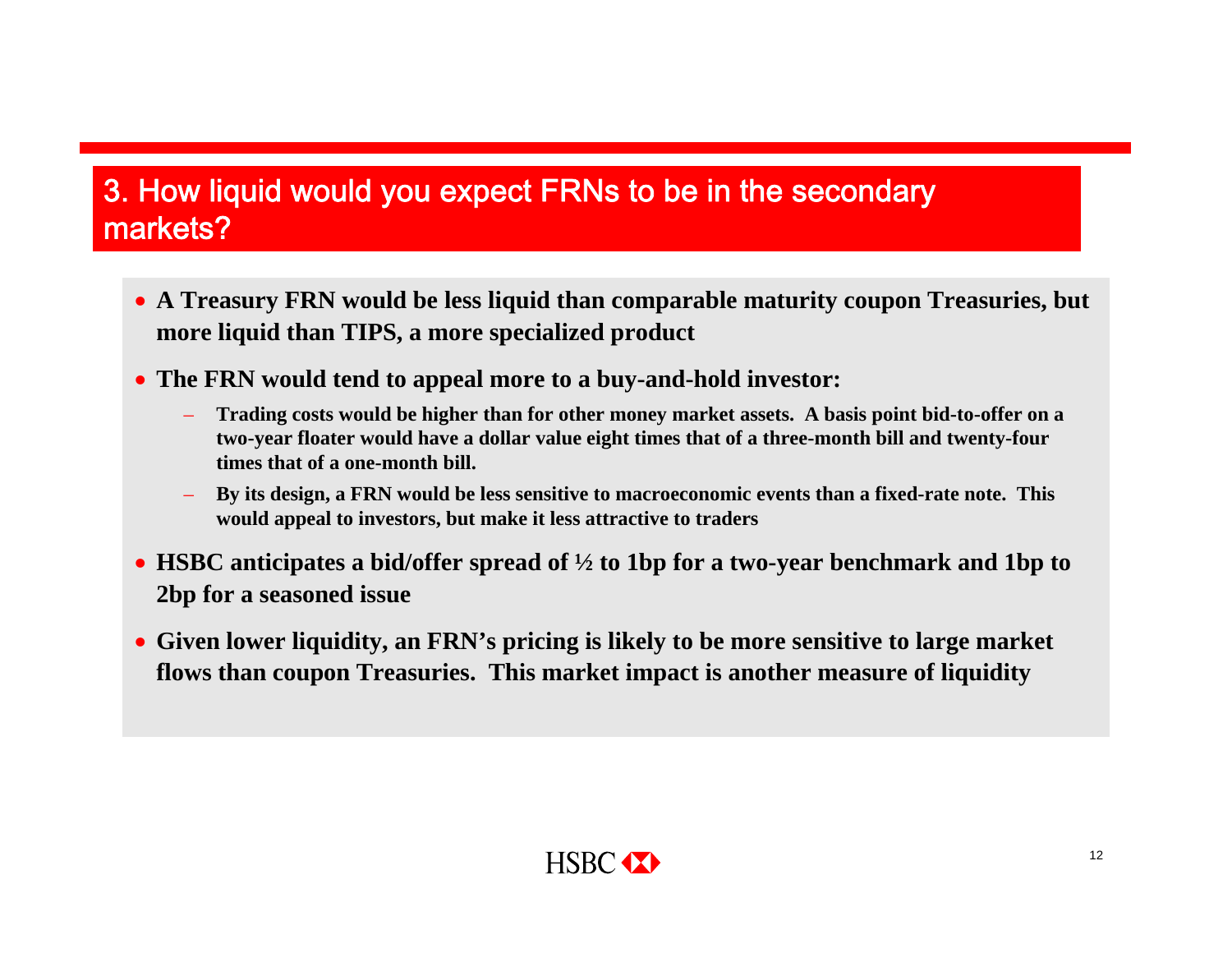## 3. How liquid would you expect FRNs to be in the secondary markets?

- **A Treasury FRN would be less liquid than comparable maturity coupon Treasuries, but more liquid than TIPS, a more specialized product**
- **The FRN would tend to appeal more to a buy-and-hold investor:**
  - **Trading costs would be higher than for other money market assets. A basis point bid-to-offer on a two-year floater would have a dollar value eight times that of a three-month bill and twenty-four times that of a one-month bill.**
  - **By its design, a FRN would be less sensitive to macroeconomic events than a fixed-rate note. This would appeal to investors, but make it less attractive to traders**
- **HSBC anticipates a bid/offer spread of ½ to 1bp for a two-year benchmark and 1bp to 2bp for a seasoned issue**
- **Given lower liquidity, an FRN's pricing is likely to be more sensitive to large market flows than coupon Treasuries. This market impact is another measure of liquidity**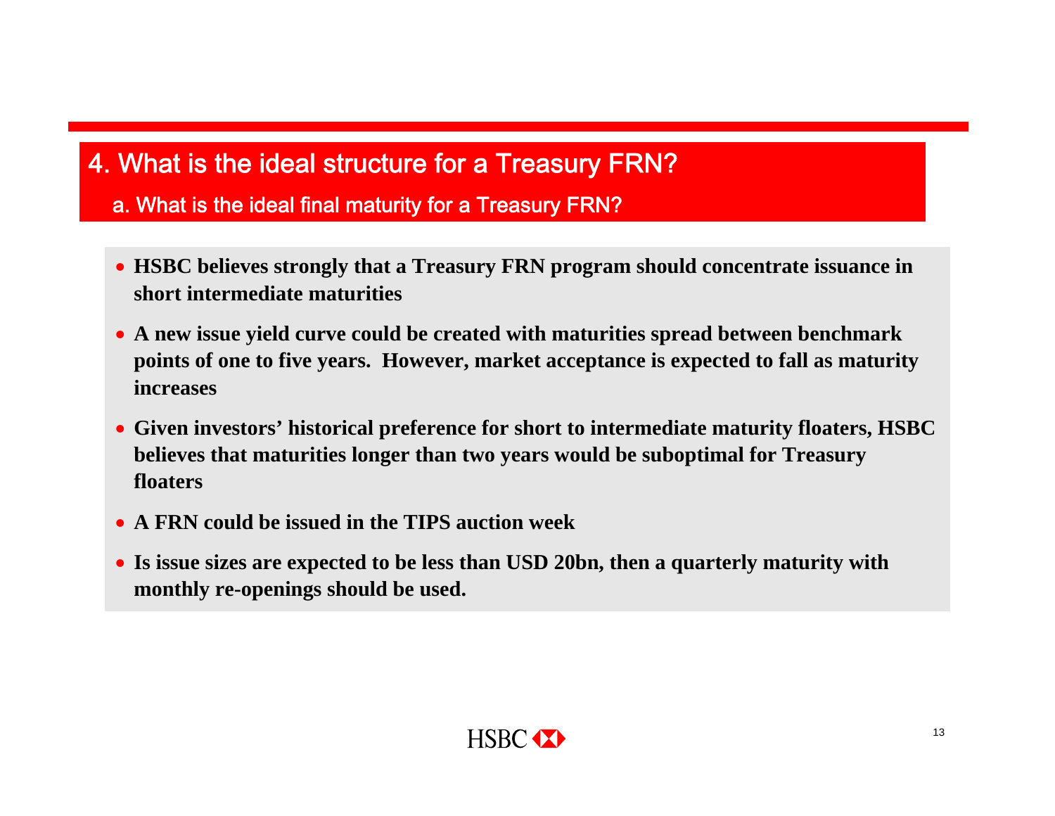# 4. What is the ideal structure for a Treasury FRN?

## a. What is the ideal final maturity for a Treasury FRN?

- **HSBC believes strongly that a Treasury FRN program should concentrate issuance in short intermediate maturities**
- **A new issue yield curve could be created with maturities spread between benchmark points of one to five years. However, market acceptance is expected to fall as maturity increases**
- **Given investors' historical preference for short to intermediate maturity floaters, HSBC believes that maturities longer than two years would be suboptimal for Treasury floaters**
- **A FRN could be issued in the TIPS auction week**
- **Is issue sizes are expected to be less than USD 20bn, then a quarterly maturity with monthly re-openings should be used.**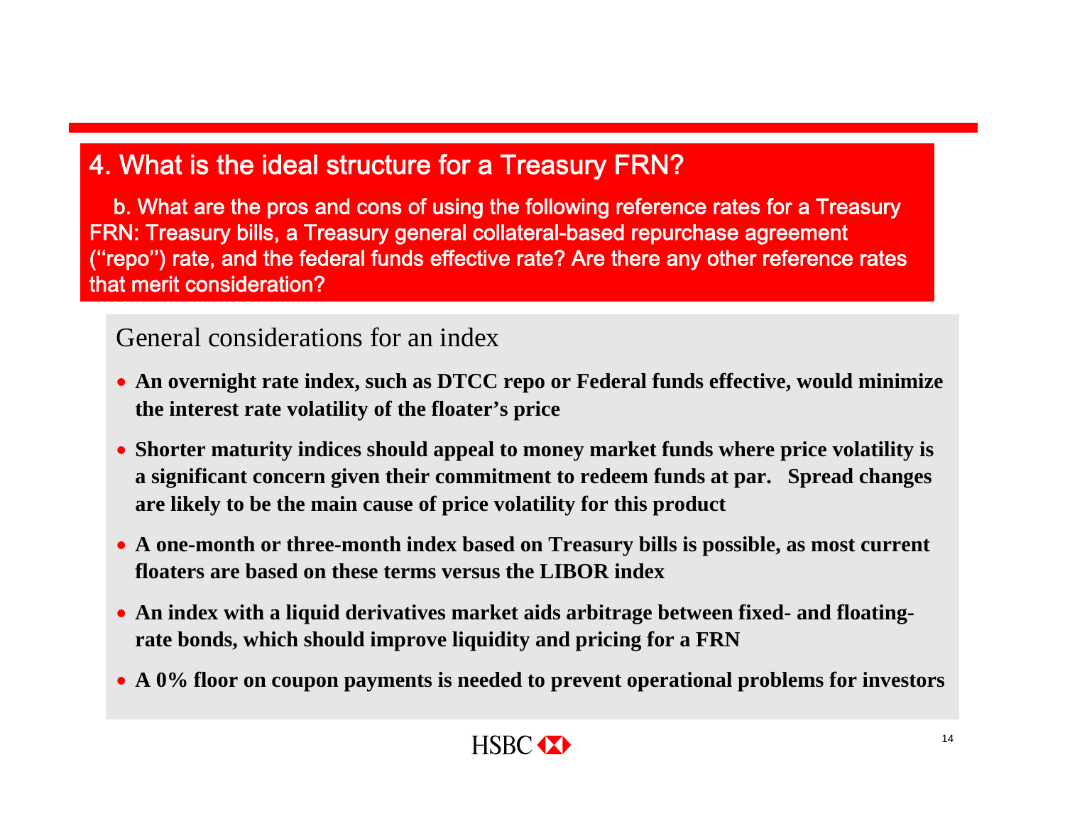## 4. What is the ideal structure for a Treasury FRN?

b. What are the pros and cons of using the following reference rates for a Treasury FRN: Treasury bills, a Treasury general collateral-based repurchase agreement ("repo") rate, and the federal funds effective rate? Are there any other reference rates that merit consideration?

### General considerations for an index

- **An overnight rate index, such as DTCC repo or Federal funds effective, would minimize the interest rate volatility of the floater's price**
- **Shorter maturity indices should appeal to money market funds where price volatility is a significant concern given their commitment to redeem funds at par. Spread changes are likely to be the main cause of price volatility for this product**
- **A one-month or three-month index based on Treasury bills is possible, as most current floaters are based on these terms versus the LIBOR index**
- **An index with a liquid derivatives market aids arbitrage between fixed- and floating-rate bonds, which should improve liquidity and pricing for a FRN**
- **A 0% floor on coupon payments is needed to prevent operational problems for investors**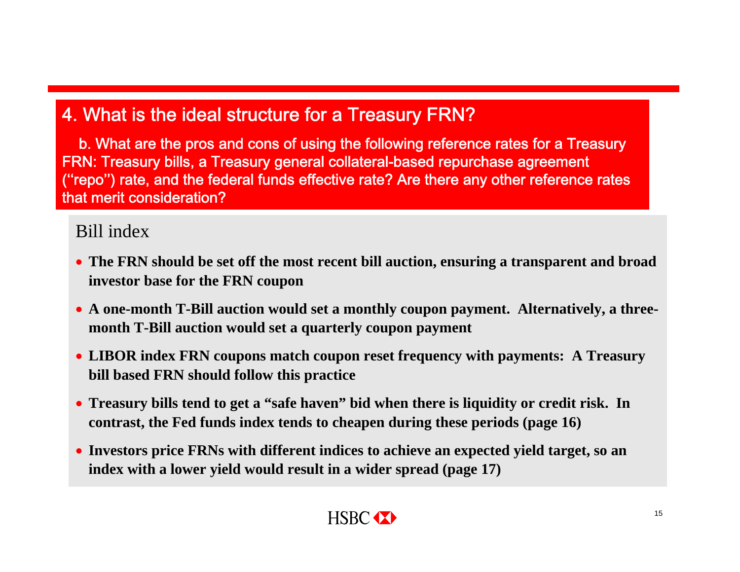## 4. What is the ideal structure for a Treasury FRN?

b. What are the pros and cons of using the following reference rates for a Treasury FRN: Treasury bills, a Treasury general collateral-based repurchase agreement ("repo") rate, and the federal funds effective rate? Are there any other reference rates that merit consideration?

### Bill index

- **The FRN should be set off the most recent bill auction, ensuring a transparent and broad investor base for the FRN coupon**
- **A one-month T-Bill auction would set a monthly coupon payment. Alternatively, a three-month T-Bill auction would set a quarterly coupon payment**
- **LIBOR index FRN coupons match coupon reset frequency with payments: A Treasury bill based FRN should follow this practice**
- **Treasury bills tend to get a "safe haven" bid when there is liquidity or credit risk. In contrast, the Fed funds index tends to cheapen during these periods (page 16)**
- **Investors price FRNs with different indices to achieve an expected yield target, so an index with a lower yield would result in a wider spread (page 17)**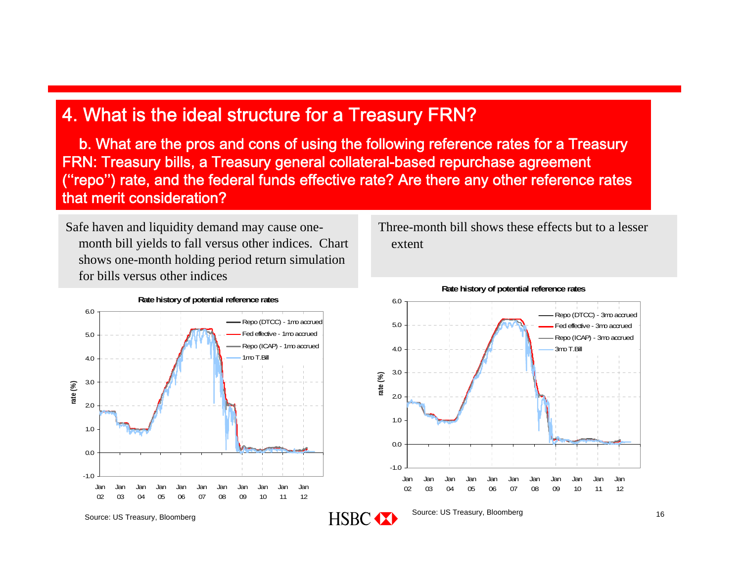# 4. What is the ideal structure for a Treasury FRN?

b. What are the pros and cons of using the following reference rates for a Treasury FRN: Treasury bills, a Treasury general collateral-based repurchase agreement ("repo") rate, and the federal funds effective rate? Are there any other reference rates that merit consideration?

Safe haven and liquidity demand may cause one-month bill yields to fall versus other indices. Chart shows one-month holding period return simulation for bills versus other indices

**Rate history of potential reference rates**

Legend: Repo (DTCC) - 1mo accrued; Fed effective - 1mo accrued; Repo (ICAP) - 1mo accrued; 1mo T.Bill

Y-axis: rate (%), -1.0 to 6.0. X-axis: Jan 02 to Jan 12.

Source: US Treasury, Bloomberg

Three-month bill shows these effects but to a lesser extent

**Rate history of potential reference rates**

Legend: Repo (DTCC) - 3mo accrued; Fed effective - 3mo accrued; Repo (ICAP) - 3mo accrued; 3mo T.Bill

Y-axis: rate (%), -1.0 to 6.0. X-axis: Jan 02 to Jan 12.

Source: US Treasury, Bloomberg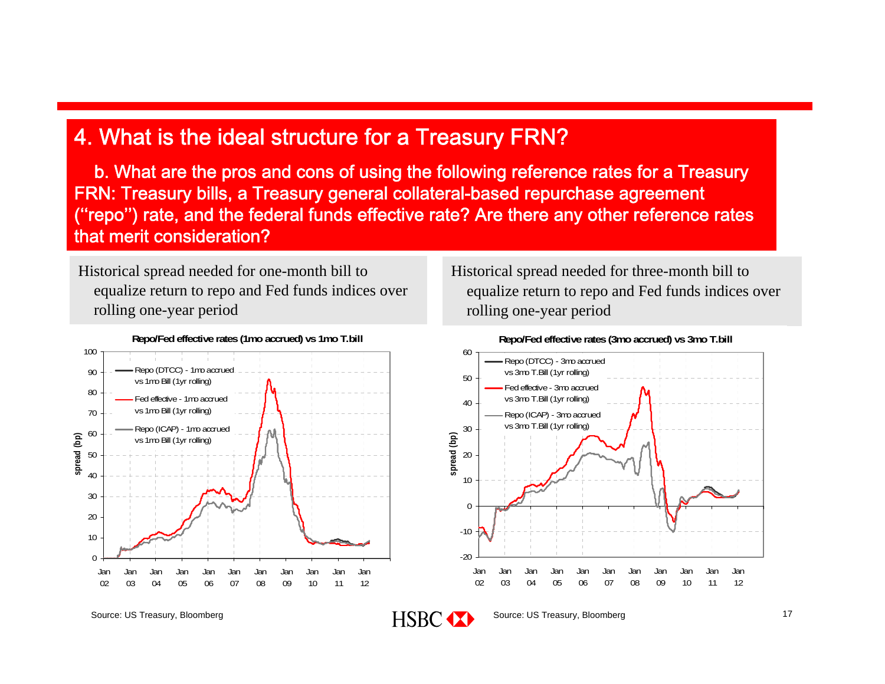# 4. What is the ideal structure for a Treasury FRN?

b. What are the pros and cons of using the following reference rates for a Treasury FRN: Treasury bills, a Treasury general collateral-based repurchase agreement ("repo") rate, and the federal funds effective rate? Are there any other reference rates that merit consideration?

Historical spread needed for one-month bill to equalize return to repo and Fed funds indices over rolling one-year period

**Repo/Fed effective rates (1mo accrued) vs 1mo T.bill**

Source: US Treasury, Bloomberg

Historical spread needed for three-month bill to equalize return to repo and Fed funds indices over rolling one-year period

**Repo/Fed effective rates (3mo accrued) vs 3mo T.bill**

Source: US Treasury, Bloomberg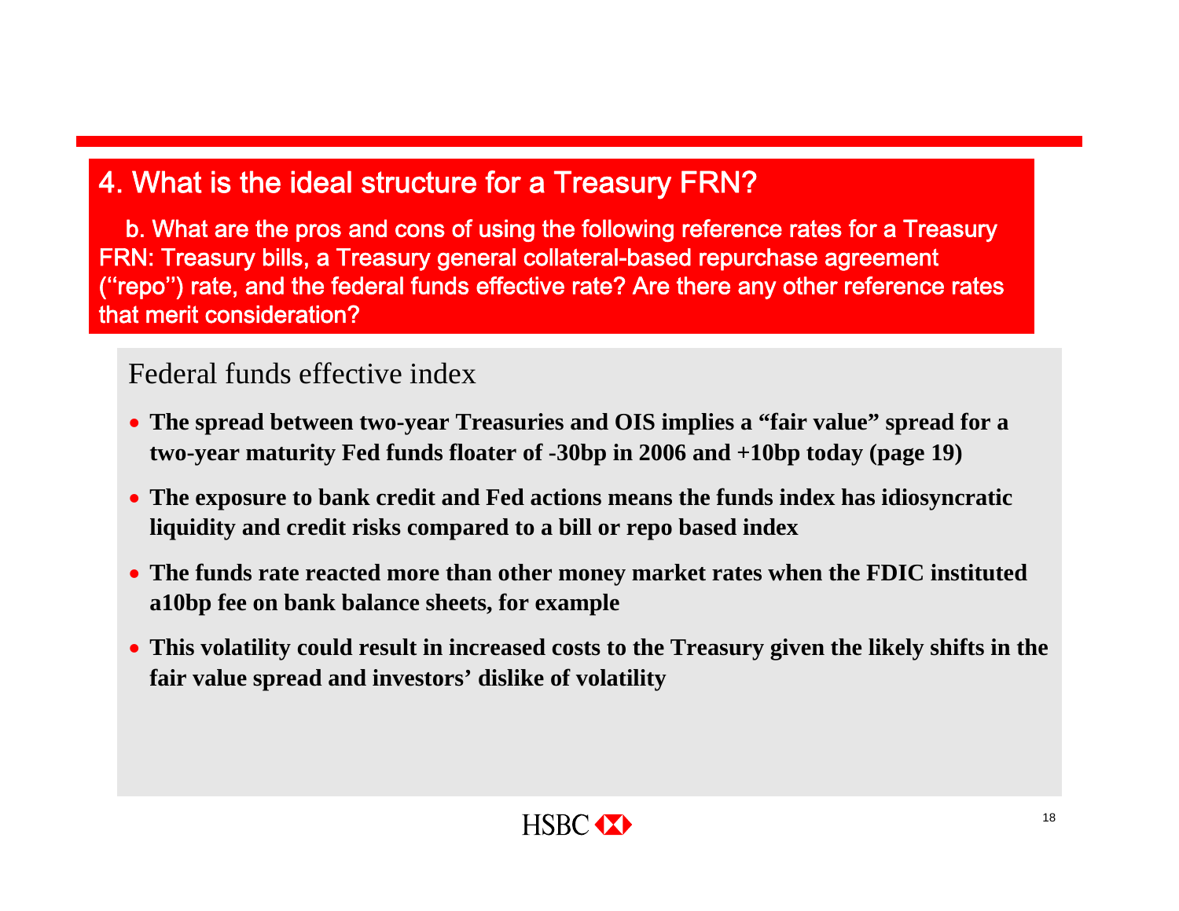## 4. What is the ideal structure for a Treasury FRN?

b. What are the pros and cons of using the following reference rates for a Treasury FRN: Treasury bills, a Treasury general collateral-based repurchase agreement (“repo”) rate, and the federal funds effective rate? Are there any other reference rates that merit consideration?

### Federal funds effective index

- **The spread between two-year Treasuries and OIS implies a “fair value” spread for a two-year maturity Fed funds floater of -30bp in 2006 and +10bp today (page 19)**
- **The exposure to bank credit and Fed actions means the funds index has idiosyncratic liquidity and credit risks compared to a bill or repo based index**
- **The funds rate reacted more than other money market rates when the FDIC instituted a10bp fee on bank balance sheets, for example**
- **This volatility could result in increased costs to the Treasury given the likely shifts in the fair value spread and investors’ dislike of volatility**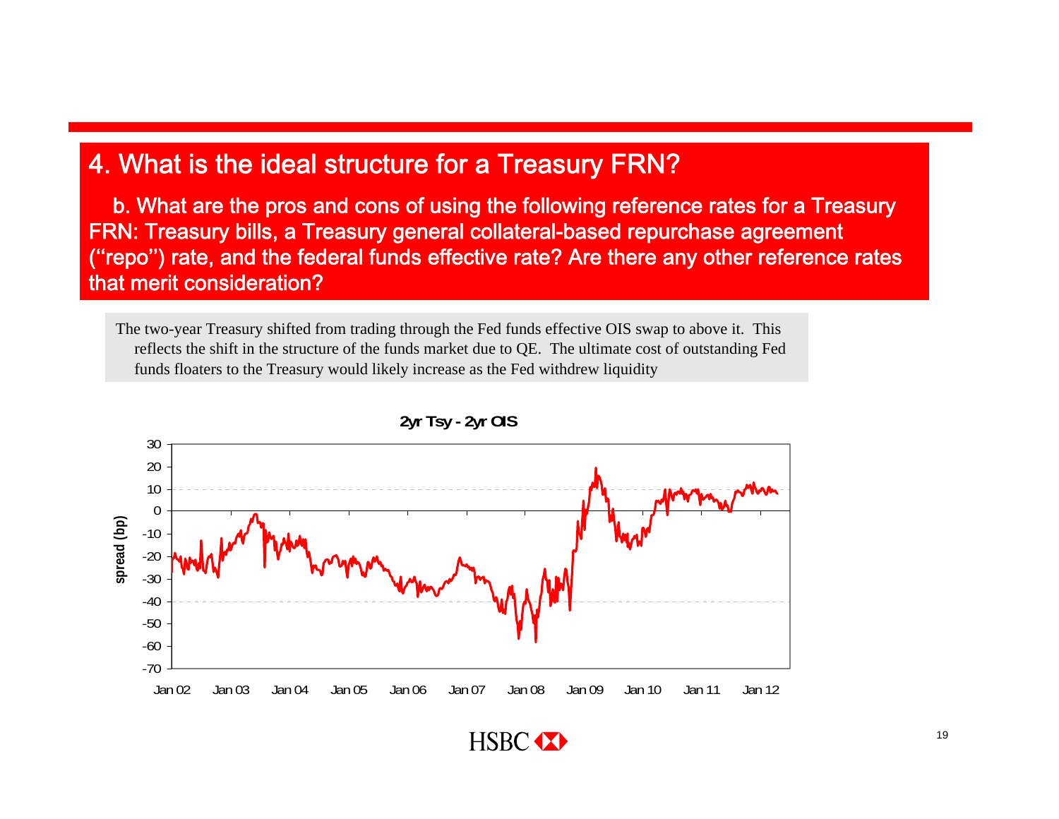## 4. What is the ideal structure for a Treasury FRN?

b. What are the pros and cons of using the following reference rates for a Treasury FRN: Treasury bills, a Treasury general collateral-based repurchase agreement (“repo”) rate, and the federal funds effective rate? Are there any other reference rates that merit consideration?

The two-year Treasury shifted from trading through the Fed funds effective OIS swap to above it. This reflects the shift in the structure of the funds market due to QE. The ultimate cost of outstanding Fed funds floaters to the Treasury would likely increase as the Fed withdrew liquidity

**2yr Tsy - 2yr OIS**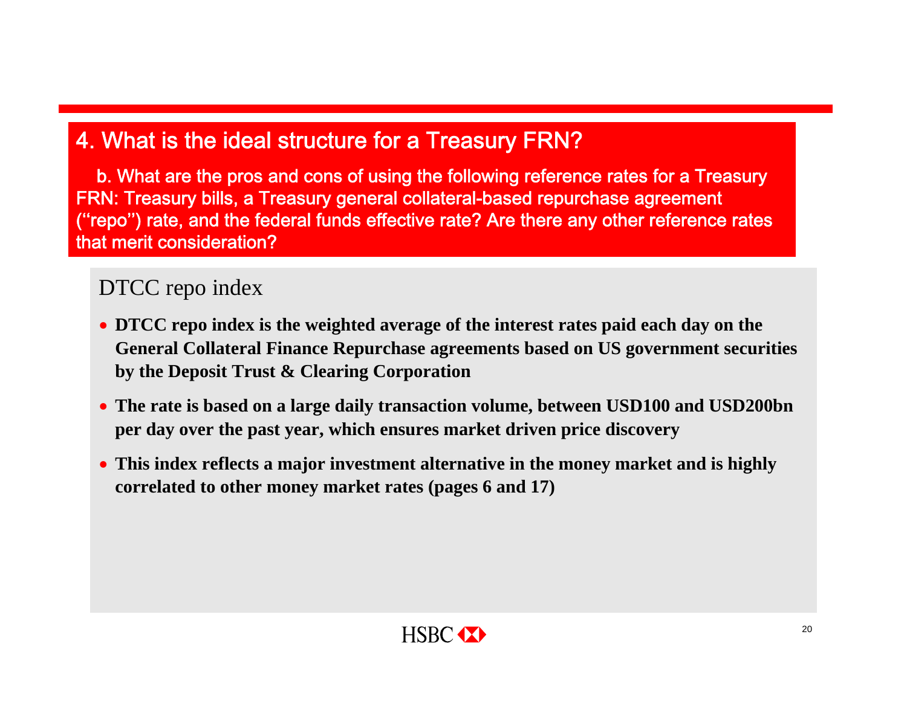## 4. What is the ideal structure for a Treasury FRN?

b. What are the pros and cons of using the following reference rates for a Treasury FRN: Treasury bills, a Treasury general collateral-based repurchase agreement (“repo”) rate, and the federal funds effective rate? Are there any other reference rates that merit consideration?

### DTCC repo index

- **DTCC repo index is the weighted average of the interest rates paid each day on the General Collateral Finance Repurchase agreements based on US government securities by the Deposit Trust & Clearing Corporation**
- **The rate is based on a large daily transaction volume, between USD100 and USD200bn per day over the past year, which ensures market driven price discovery**
- **This index reflects a major investment alternative in the money market and is highly correlated to other money market rates (pages 6 and 17)**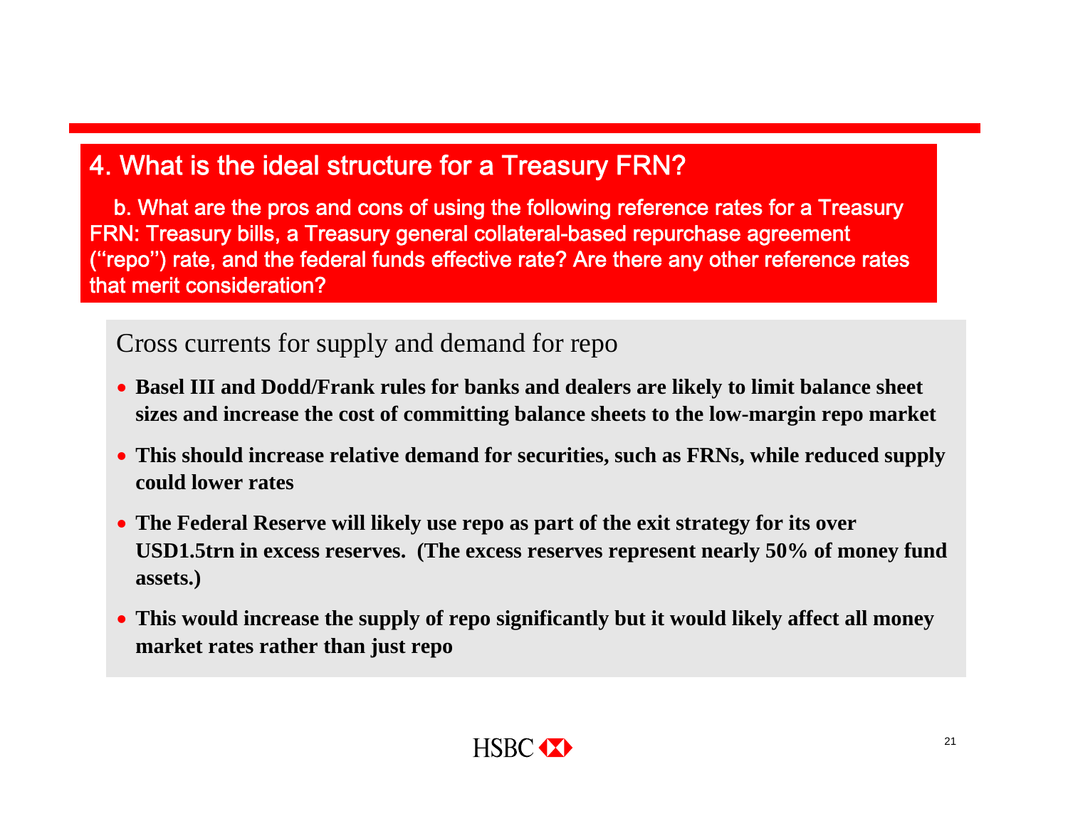## 4. What is the ideal structure for a Treasury FRN?

b. What are the pros and cons of using the following reference rates for a Treasury FRN: Treasury bills, a Treasury general collateral-based repurchase agreement (“repo”) rate, and the federal funds effective rate? Are there any other reference rates that merit consideration?

### Cross currents for supply and demand for repo

- **Basel III and Dodd/Frank rules for banks and dealers are likely to limit balance sheet sizes and increase the cost of committing balance sheets to the low-margin repo market**
- **This should increase relative demand for securities, such as FRNs, while reduced supply could lower rates**
- **The Federal Reserve will likely use repo as part of the exit strategy for its over USD1.5trn in excess reserves. (The excess reserves represent nearly 50% of money fund assets.)**
- **This would increase the supply of repo significantly but it would likely affect all money market rates rather than just repo**

HSBC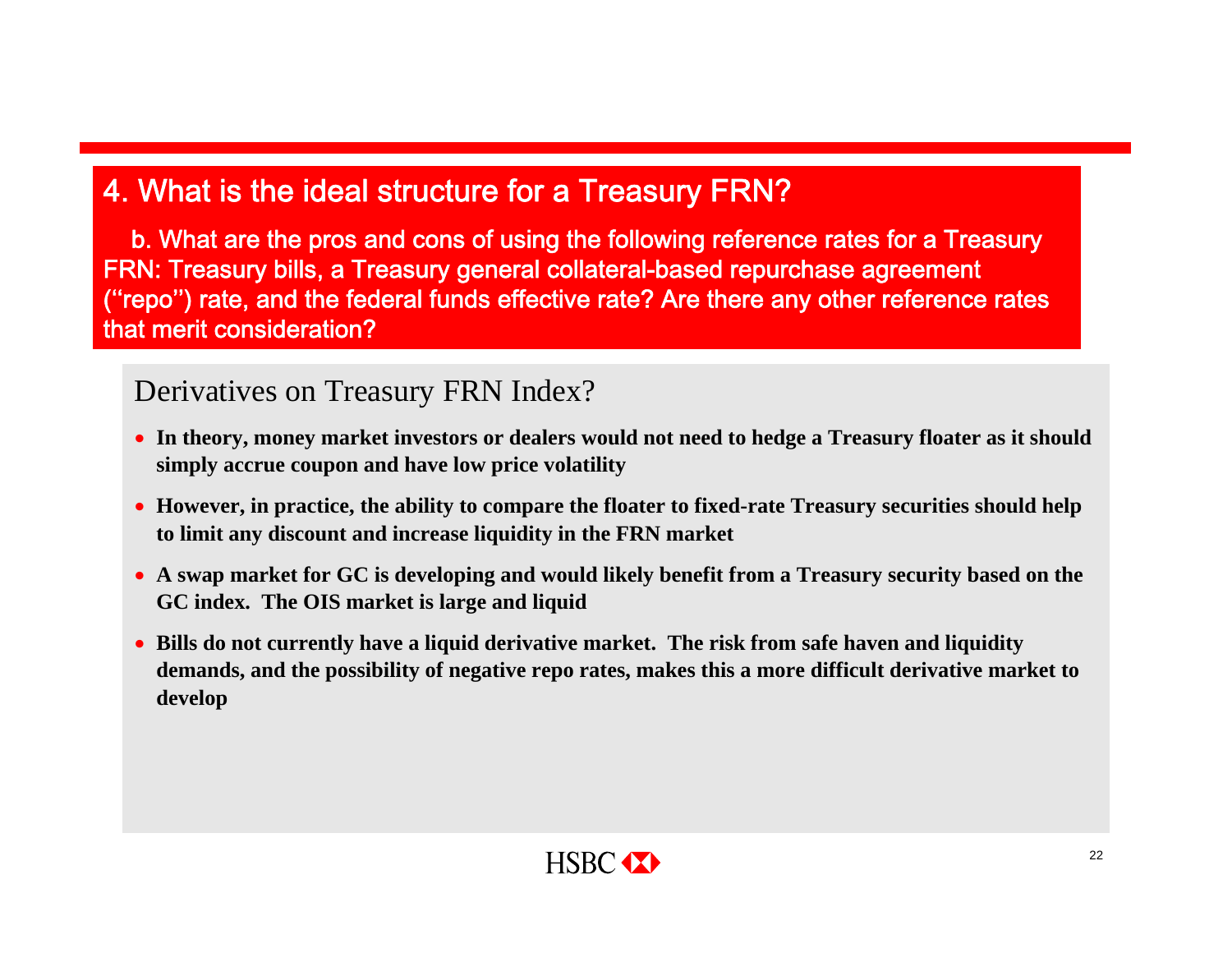## 4. What is the ideal structure for a Treasury FRN?

b. What are the pros and cons of using the following reference rates for a Treasury FRN: Treasury bills, a Treasury general collateral-based repurchase agreement (“repo”) rate, and the federal funds effective rate? Are there any other reference rates that merit consideration?

### Derivatives on Treasury FRN Index?

- **In theory, money market investors or dealers would not need to hedge a Treasury floater as it should simply accrue coupon and have low price volatility**
- **However, in practice, the ability to compare the floater to fixed-rate Treasury securities should help to limit any discount and increase liquidity in the FRN market**
- **A swap market for GC is developing and would likely benefit from a Treasury security based on the GC index. The OIS market is large and liquid**
- **Bills do not currently have a liquid derivative market. The risk from safe haven and liquidity demands, and the possibility of negative repo rates, makes this a more difficult derivative market to develop**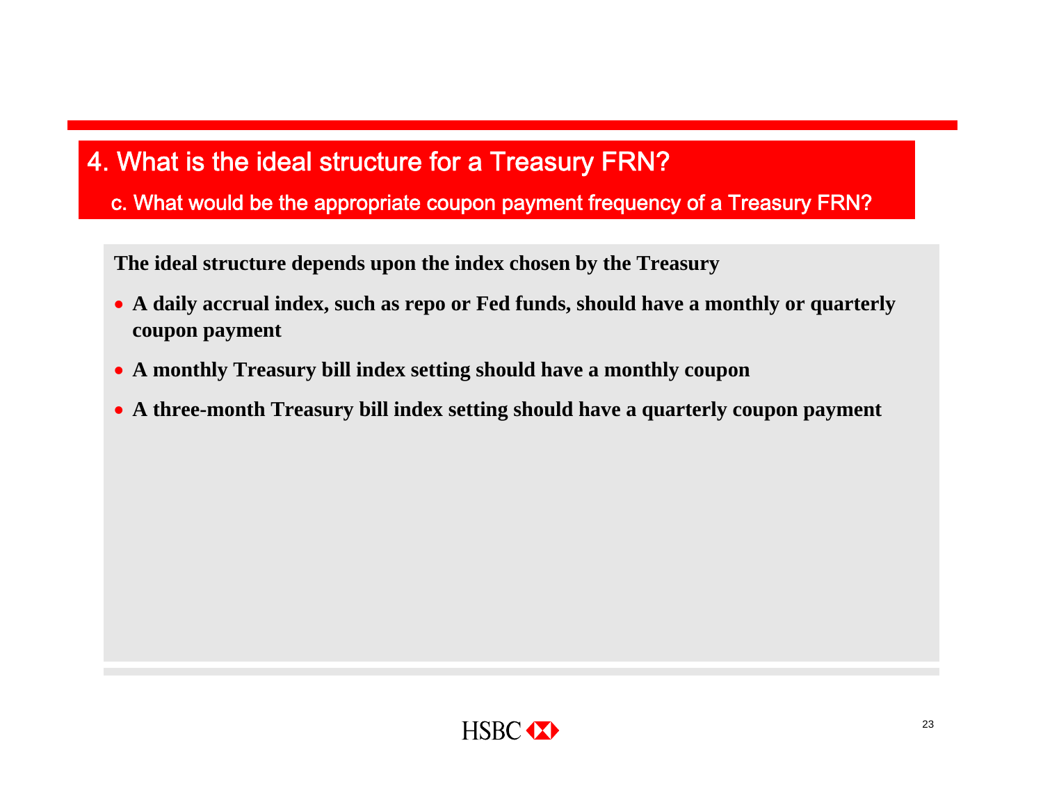# 4. What is the ideal structure for a Treasury FRN?

## c. What would be the appropriate coupon payment frequency of a Treasury FRN?

**The ideal structure depends upon the index chosen by the Treasury**

- **A daily accrual index, such as repo or Fed funds, should have a monthly or quarterly coupon payment**
- **A monthly Treasury bill index setting should have a monthly coupon**
- **A three-month Treasury bill index setting should have a quarterly coupon payment**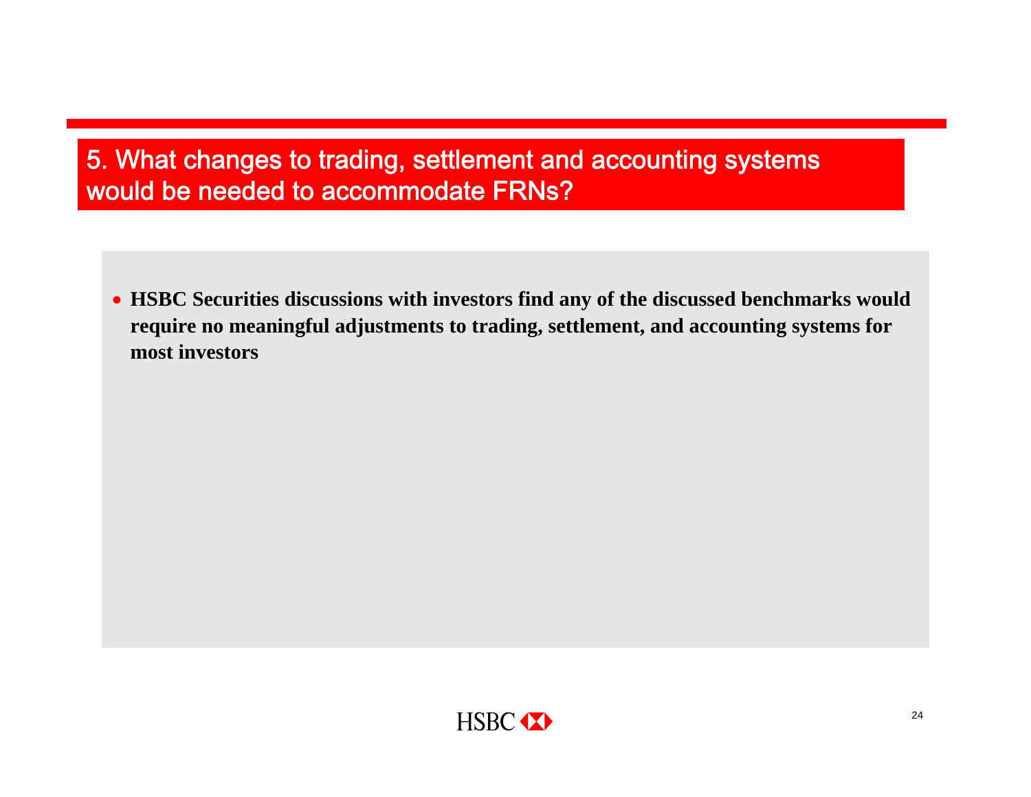## 5. What changes to trading, settlement and accounting systems would be needed to accommodate FRNs?

- **HSBC Securities discussions with investors find any of the discussed benchmarks would require no meaningful adjustments to trading, settlement, and accounting systems for most investors**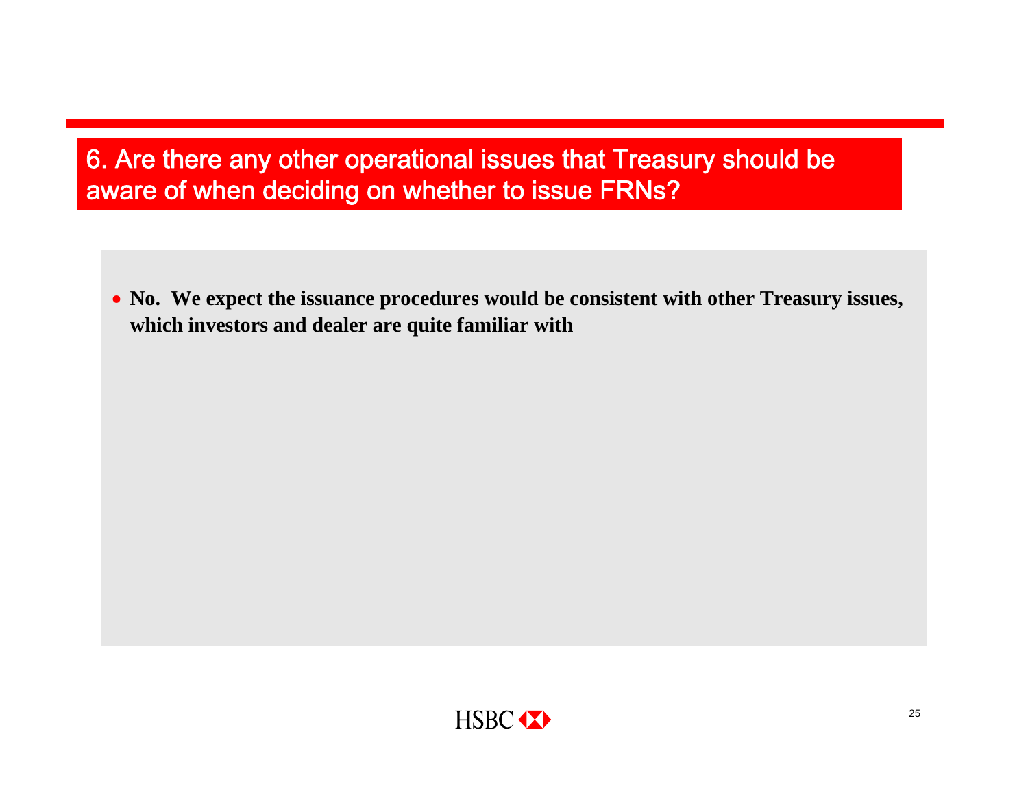## 6. Are there any other operational issues that Treasury should be aware of when deciding on whether to issue FRNs?

- **No. We expect the issuance procedures would be consistent with other Treasury issues, which investors and dealer are quite familiar with**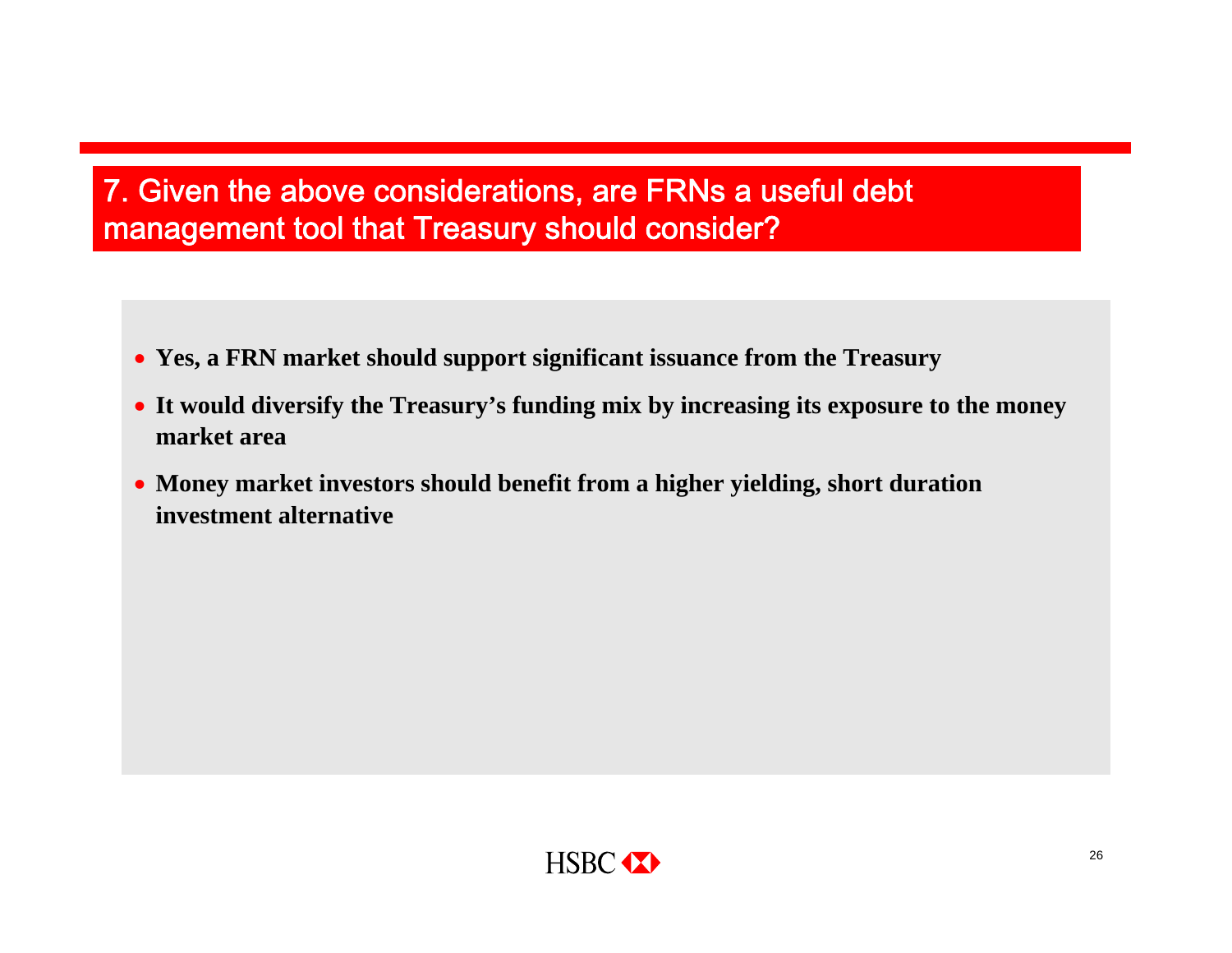## 7. Given the above considerations, are FRNs a useful debt management tool that Treasury should consider?

- **Yes, a FRN market should support significant issuance from the Treasury**
- **It would diversify the Treasury's funding mix by increasing its exposure to the money market area**
- **Money market investors should benefit from a higher yielding, short duration investment alternative**

HSBC